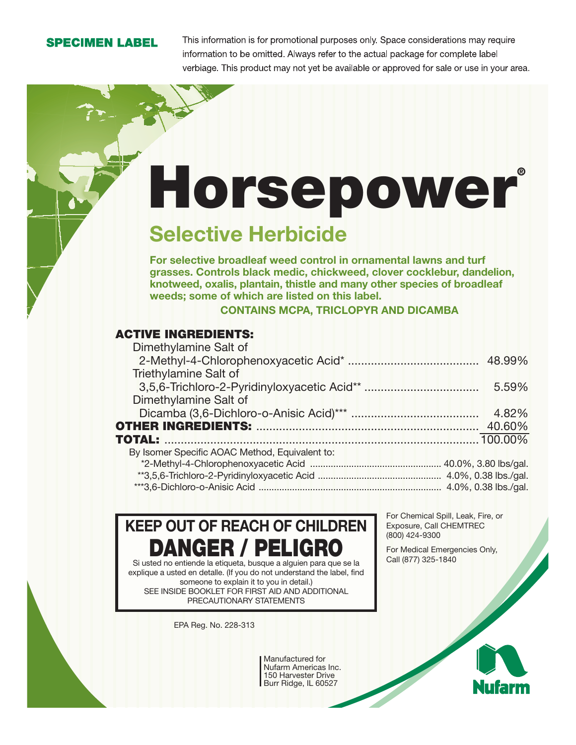**SPECIMEN LABEL**

This information is for promotional purposes only. Space considerations may require information to be omitted. Always refer to the actual package for complete label verbiage. This product may not yet be available or approved for sale or use in your area.

# Horsepower®

## Selective Herbicide

**For selective broadleaf weed control in ornamental lawns and turf grasses. Controls black medic, chickweed, clover cocklebur, dandelion, knotweed, oxalis, plantain, thistle and many other species of broadleaf weeds; some of which are listed on this label.**

**CONTAINS MCPA, TRICLOPYR AND DICAMBA**

| **ACTIVE INGREDIENTS:** | |
|---|---|
| Dimethylamine Salt of 2-Methyl-4-Chlorophenoxyacetic Acid* | 48.99% |
| Triethylamine Salt of 3,5,6-Trichloro-2-Pyridinyloxyacetic Acid** | 5.59% |
| Dimethylamine Salt of Dicamba (3,6-Dichloro-o-Anisic Acid)*** | 4.82% |
| **OTHER INGREDIENTS:** | 40.60% |
| **TOTAL:** | 100.00% |

By Isomer Specific AOAC Method, Equivalent to:

| | |
|---|---|
| *2-Methyl-4-Chlorophenoxyacetic Acid | 40.0%, 3.80 lbs/gal. |
| **3,5,6-Trichloro-2-Pyridinyloxyacetic Acid | 4.0%, 0.38 lbs./gal. |
| ***3,6-Dichloro-o-Anisic Acid | 4.0%, 0.38 lbs./gal. |

## KEEP OUT OF REACH OF CHILDREN

## DANGER / PELIGRO

Si usted no entiende la etiqueta, busque a alguien para que se la explique a usted en detalle. (If you do not understand the label, find someone to explain it to you in detail.)

SEE INSIDE BOOKLET FOR FIRST AID AND ADDITIONAL PRECAUTIONARY STATEMENTS

For Chemical Spill, Leak, Fire, or Exposure, Call CHEMTREC (800) 424-9300

For Medical Emergencies Only, Call (877) 325-1840

EPA Reg. No. 228-313

Manufactured for
Nufarm Americas Inc.
150 Harvester Drive
Burr Ridge, IL 60527

Nufarm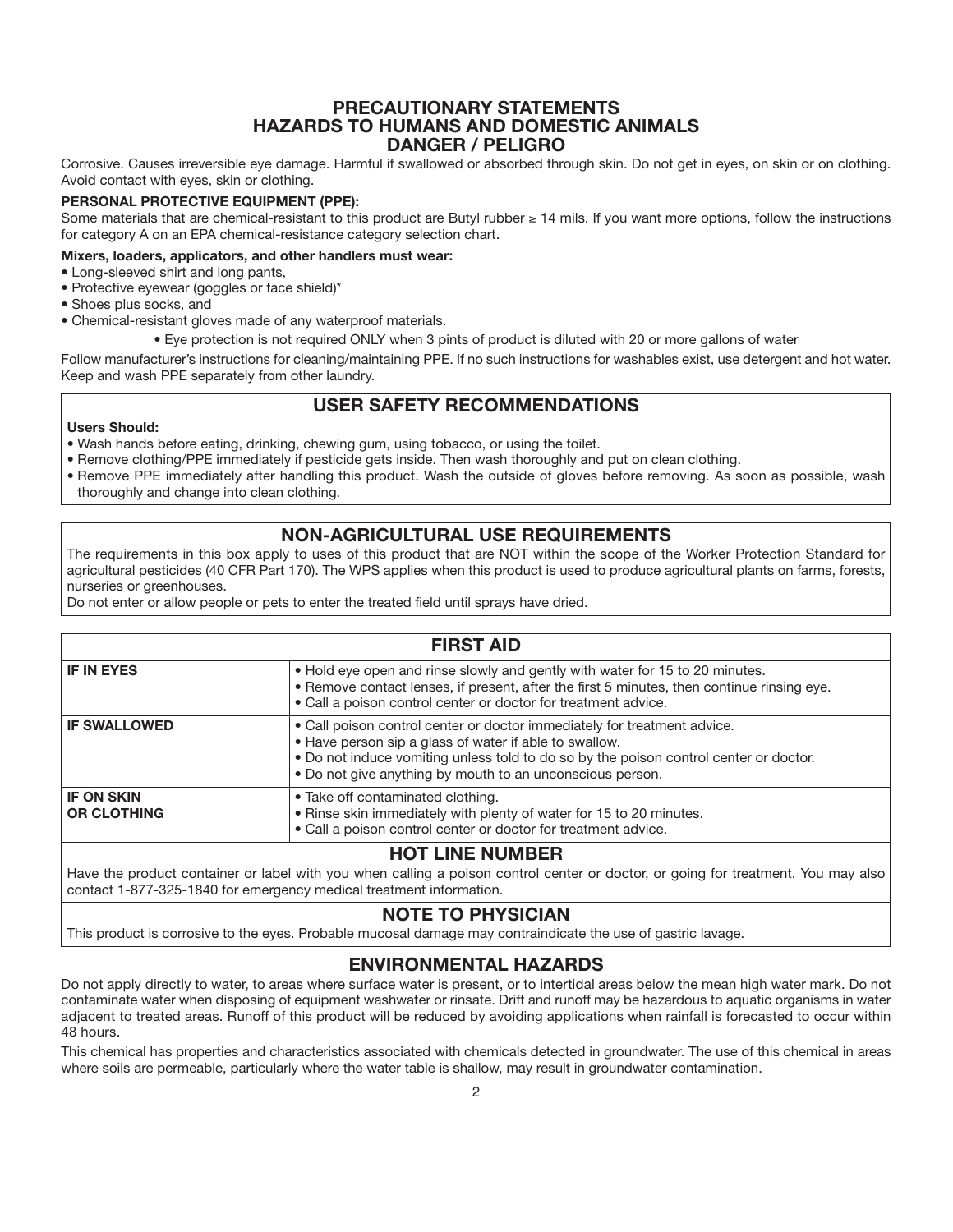## PRECAUTIONARY STATEMENTS
## HAZARDS TO HUMANS AND DOMESTIC ANIMALS
## DANGER / PELIGRO

Corrosive. Causes irreversible eye damage. Harmful if swallowed or absorbed through skin. Do not get in eyes, on skin or on clothing. Avoid contact with eyes, skin or clothing.

**PERSONAL PROTECTIVE EQUIPMENT (PPE):**

Some materials that are chemical-resistant to this product are Butyl rubber ≥ 14 mils. If you want more options, follow the instructions for category A on an EPA chemical-resistance category selection chart.

**Mixers, loaders, applicators, and other handlers must wear:**

- Long-sleeved shirt and long pants,
- Protective eyewear (goggles or face shield)*
- Shoes plus socks, and
- Chemical-resistant gloves made of any waterproof materials.

• Eye protection is not required ONLY when 3 pints of product is diluted with 20 or more gallons of water

Follow manufacturer's instructions for cleaning/maintaining PPE. If no such instructions for washables exist, use detergent and hot water. Keep and wash PPE separately from other laundry.

### USER SAFETY RECOMMENDATIONS

**Users Should:**

- Wash hands before eating, drinking, chewing gum, using tobacco, or using the toilet.
- Remove clothing/PPE immediately if pesticide gets inside. Then wash thoroughly and put on clean clothing.
- Remove PPE immediately after handling this product. Wash the outside of gloves before removing. As soon as possible, wash thoroughly and change into clean clothing.

### NON-AGRICULTURAL USE REQUIREMENTS

The requirements in this box apply to uses of this product that are NOT within the scope of the Worker Protection Standard for agricultural pesticides (40 CFR Part 170). The WPS applies when this product is used to produce agricultural plants on farms, forests, nurseries or greenhouses.

Do not enter or allow people or pets to enter the treated field until sprays have dried.

### FIRST AID

| | |
|---|---|
| **IF IN EYES** | • Hold eye open and rinse slowly and gently with water for 15 to 20 minutes.<br>• Remove contact lenses, if present, after the first 5 minutes, then continue rinsing eye.<br>• Call a poison control center or doctor for treatment advice. |
| **IF SWALLOWED** | • Call poison control center or doctor immediately for treatment advice.<br>• Have person sip a glass of water if able to swallow.<br>• Do not induce vomiting unless told to do so by the poison control center or doctor.<br>• Do not give anything by mouth to an unconscious person. |
| **IF ON SKIN OR CLOTHING** | • Take off contaminated clothing.<br>• Rinse skin immediately with plenty of water for 15 to 20 minutes.<br>• Call a poison control center or doctor for treatment advice. |

### HOT LINE NUMBER

Have the product container or label with you when calling a poison control center or doctor, or going for treatment. You may also contact 1-877-325-1840 for emergency medical treatment information.

### NOTE TO PHYSICIAN

This product is corrosive to the eyes. Probable mucosal damage may contraindicate the use of gastric lavage.

### ENVIRONMENTAL HAZARDS

Do not apply directly to water, to areas where surface water is present, or to intertidal areas below the mean high water mark. Do not contaminate water when disposing of equipment washwater or rinsate. Drift and runoff may be hazardous to aquatic organisms in water adjacent to treated areas. Runoff of this product will be reduced by avoiding applications when rainfall is forecasted to occur within 48 hours.

This chemical has properties and characteristics associated with chemicals detected in groundwater. The use of this chemical in areas where soils are permeable, particularly where the water table is shallow, may result in groundwater contamination.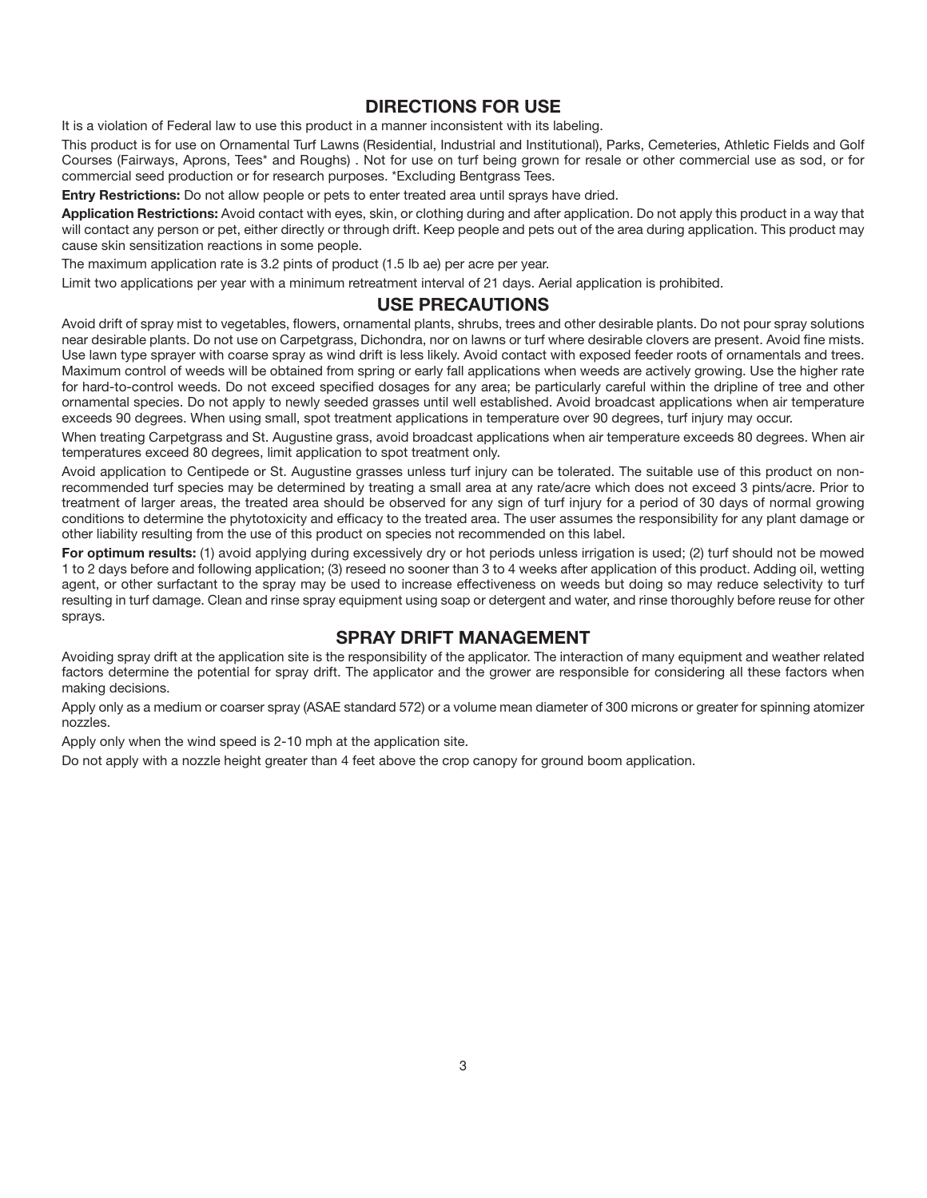## DIRECTIONS FOR USE

It is a violation of Federal law to use this product in a manner inconsistent with its labeling.

This product is for use on Ornamental Turf Lawns (Residential, Industrial and Institutional), Parks, Cemeteries, Athletic Fields and Golf Courses (Fairways, Aprons, Tees* and Roughs) . Not for use on turf being grown for resale or other commercial use as sod, or for commercial seed production or for research purposes. *Excluding Bentgrass Tees.

**Entry Restrictions:** Do not allow people or pets to enter treated area until sprays have dried.

**Application Restrictions:** Avoid contact with eyes, skin, or clothing during and after application. Do not apply this product in a way that will contact any person or pet, either directly or through drift. Keep people and pets out of the area during application. This product may cause skin sensitization reactions in some people.

The maximum application rate is 3.2 pints of product (1.5 lb ae) per acre per year.

Limit two applications per year with a minimum retreatment interval of 21 days. Aerial application is prohibited.

## USE PRECAUTIONS

Avoid drift of spray mist to vegetables, flowers, ornamental plants, shrubs, trees and other desirable plants. Do not pour spray solutions near desirable plants. Do not use on Carpetgrass, Dichondra, nor on lawns or turf where desirable clovers are present. Avoid fine mists. Use lawn type sprayer with coarse spray as wind drift is less likely. Avoid contact with exposed feeder roots of ornamentals and trees. Maximum control of weeds will be obtained from spring or early fall applications when weeds are actively growing. Use the higher rate for hard-to-control weeds. Do not exceed specified dosages for any area; be particularly careful within the dripline of tree and other ornamental species. Do not apply to newly seeded grasses until well established. Avoid broadcast applications when air temperature exceeds 90 degrees. When using small, spot treatment applications in temperature over 90 degrees, turf injury may occur.

When treating Carpetgrass and St. Augustine grass, avoid broadcast applications when air temperature exceeds 80 degrees. When air temperatures exceed 80 degrees, limit application to spot treatment only.

Avoid application to Centipede or St. Augustine grasses unless turf injury can be tolerated. The suitable use of this product on non-recommended turf species may be determined by treating a small area at any rate/acre which does not exceed 3 pints/acre. Prior to treatment of larger areas, the treated area should be observed for any sign of turf injury for a period of 30 days of normal growing conditions to determine the phytotoxicity and efficacy to the treated area. The user assumes the responsibility for any plant damage or other liability resulting from the use of this product on species not recommended on this label.

**For optimum results:** (1) avoid applying during excessively dry or hot periods unless irrigation is used; (2) turf should not be mowed 1 to 2 days before and following application; (3) reseed no sooner than 3 to 4 weeks after application of this product. Adding oil, wetting agent, or other surfactant to the spray may be used to increase effectiveness on weeds but doing so may reduce selectivity to turf resulting in turf damage. Clean and rinse spray equipment using soap or detergent and water, and rinse thoroughly before reuse for other sprays.

## SPRAY DRIFT MANAGEMENT

Avoiding spray drift at the application site is the responsibility of the applicator. The interaction of many equipment and weather related factors determine the potential for spray drift. The applicator and the grower are responsible for considering all these factors when making decisions.

Apply only as a medium or coarser spray (ASAE standard 572) or a volume mean diameter of 300 microns or greater for spinning atomizer nozzles.

Apply only when the wind speed is 2-10 mph at the application site.

Do not apply with a nozzle height greater than 4 feet above the crop canopy for ground boom application.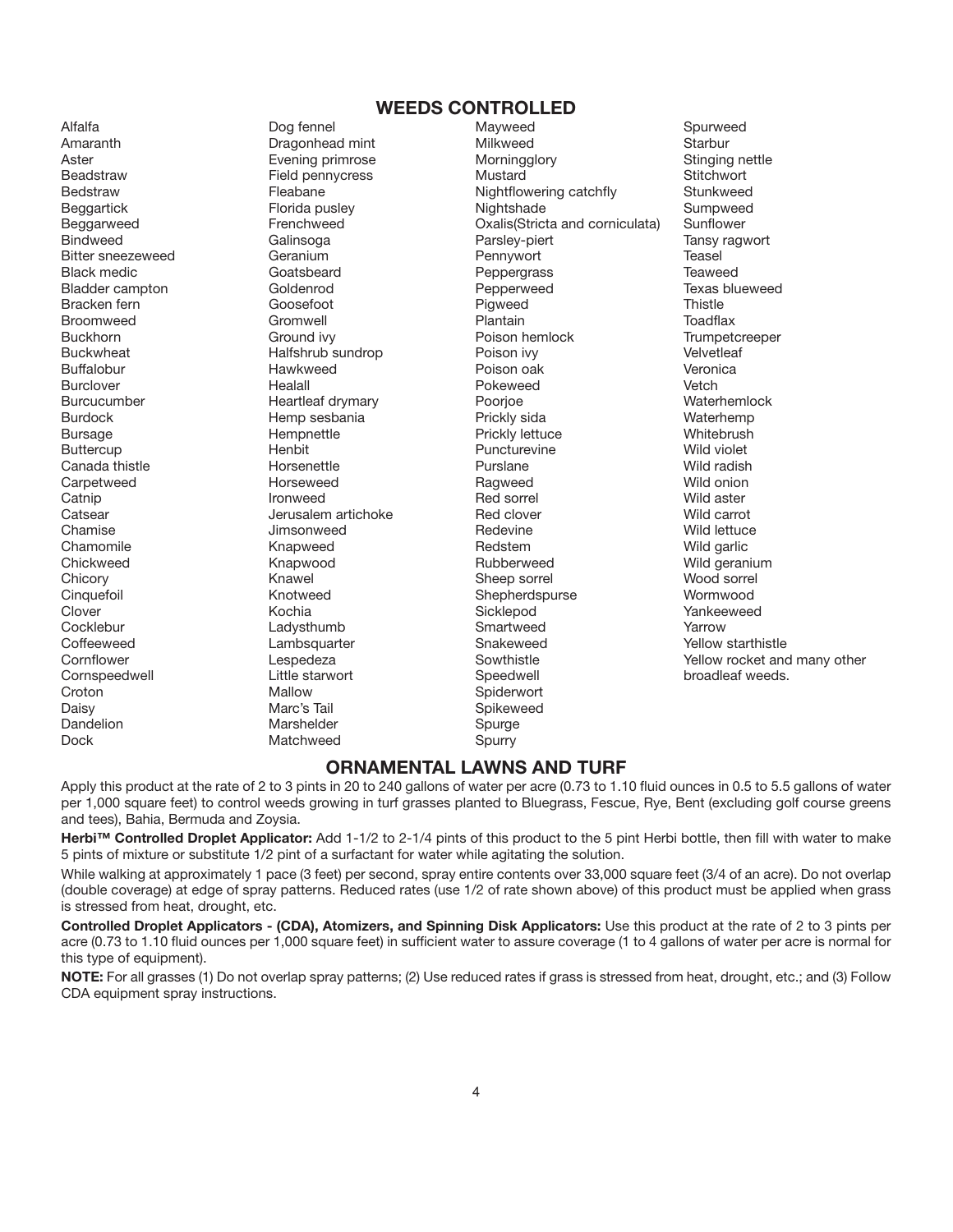## WEEDS CONTROLLED

Alfalfa
Amaranth
Aster
Beadstraw
Bedstraw
Beggartick
Beggarweed
Bindweed
Bitter sneezeweed
Black medic
Bladder campton
Bracken fern
Broomweed
Buckhorn
Buckwheat
Buffalobur
Burclover
Burcucumber
Burdock
Bursage
Buttercup
Canada thistle
Carpetweed
Catnip
Catsear
Chamise
Chamomile
Chickweed
Chicory
Cinquefoil
Clover
Cocklebur
Coffeeweed
Cornflower
Cornspeedwell
Croton
Daisy
Dandelion
Dock
Dog fennel
Dragonhead mint
Evening primrose
Field pennycress
Fleabane
Florida pusley
Frenchweed
Galinsoga
Geranium
Goatsbeard
Goldenrod
Goosefoot
Gromwell
Ground ivy
Halfshrub sundrop
Hawkweed
Healall
Heartleaf drymary
Hemp sesbania
Hempnettle
Henbit
Horsenettle
Horseweed
Ironweed
Jerusalem artichoke
Jimsonweed
Knapweed
Knapwood
Knawel
Knotweed
Kochia
Ladysthumb
Lambsquarter
Lespedeza
Little starwort
Mallow
Marc's Tail
Marshelder
Matchweed
Mayweed
Milkweed
Morningglory
Mustard
Nightflowering catchfly
Nightshade
Oxalis(Stricta and corniculata)
Parsley-piert
Pennywort
Peppergrass
Pepperweed
Pigweed
Plantain
Poison hemlock
Poison ivy
Poison oak
Pokeweed
Poorjoe
Prickly sida
Prickly lettuce
Puncturevine
Purslane
Ragweed
Red sorrel
Red clover
Redevine
Redstem
Rubberweed
Sheep sorrel
Shepherdspurse
Sicklepod
Smartweed
Snakeweed
Sowthistle
Speedwell
Spiderwort
Spikeweed
Spurge
Spurry
Spurweed
Starbur
Stinging nettle
Stitchwort
Stunkweed
Sumpweed
Sunflower
Tansy ragwort
Teasel
Teaweed
Texas blueweed
Thistle
Toadflax
Trumpetcreeper
Velvetleaf
Veronica
Vetch
Waterhemlock
Waterhemp
Whitebrush
Wild violet
Wild radish
Wild onion
Wild aster
Wild carrot
Wild lettuce
Wild garlic
Wild geranium
Wood sorrel
Wormwood
Yankeeweed
Yarrow
Yellow starthistle
Yellow rocket and many other broadleaf weeds.

## ORNAMENTAL LAWNS AND TURF

Apply this product at the rate of 2 to 3 pints in 20 to 240 gallons of water per acre (0.73 to 1.10 fluid ounces in 0.5 to 5.5 gallons of water per 1,000 square feet) to control weeds growing in turf grasses planted to Bluegrass, Fescue, Rye, Bent (excluding golf course greens and tees), Bahia, Bermuda and Zoysia.

**Herbi™ Controlled Droplet Applicator:** Add 1-1/2 to 2-1/4 pints of this product to the 5 pint Herbi bottle, then fill with water to make 5 pints of mixture or substitute 1/2 pint of a surfactant for water while agitating the solution.

While walking at approximately 1 pace (3 feet) per second, spray entire contents over 33,000 square feet (3/4 of an acre). Do not overlap (double coverage) at edge of spray patterns. Reduced rates (use 1/2 of rate shown above) of this product must be applied when grass is stressed from heat, drought, etc.

**Controlled Droplet Applicators - (CDA), Atomizers, and Spinning Disk Applicators:** Use this product at the rate of 2 to 3 pints per acre (0.73 to 1.10 fluid ounces per 1,000 square feet) in sufficient water to assure coverage (1 to 4 gallons of water per acre is normal for this type of equipment).

**NOTE:** For all grasses (1) Do not overlap spray patterns; (2) Use reduced rates if grass is stressed from heat, drought, etc.; and (3) Follow CDA equipment spray instructions.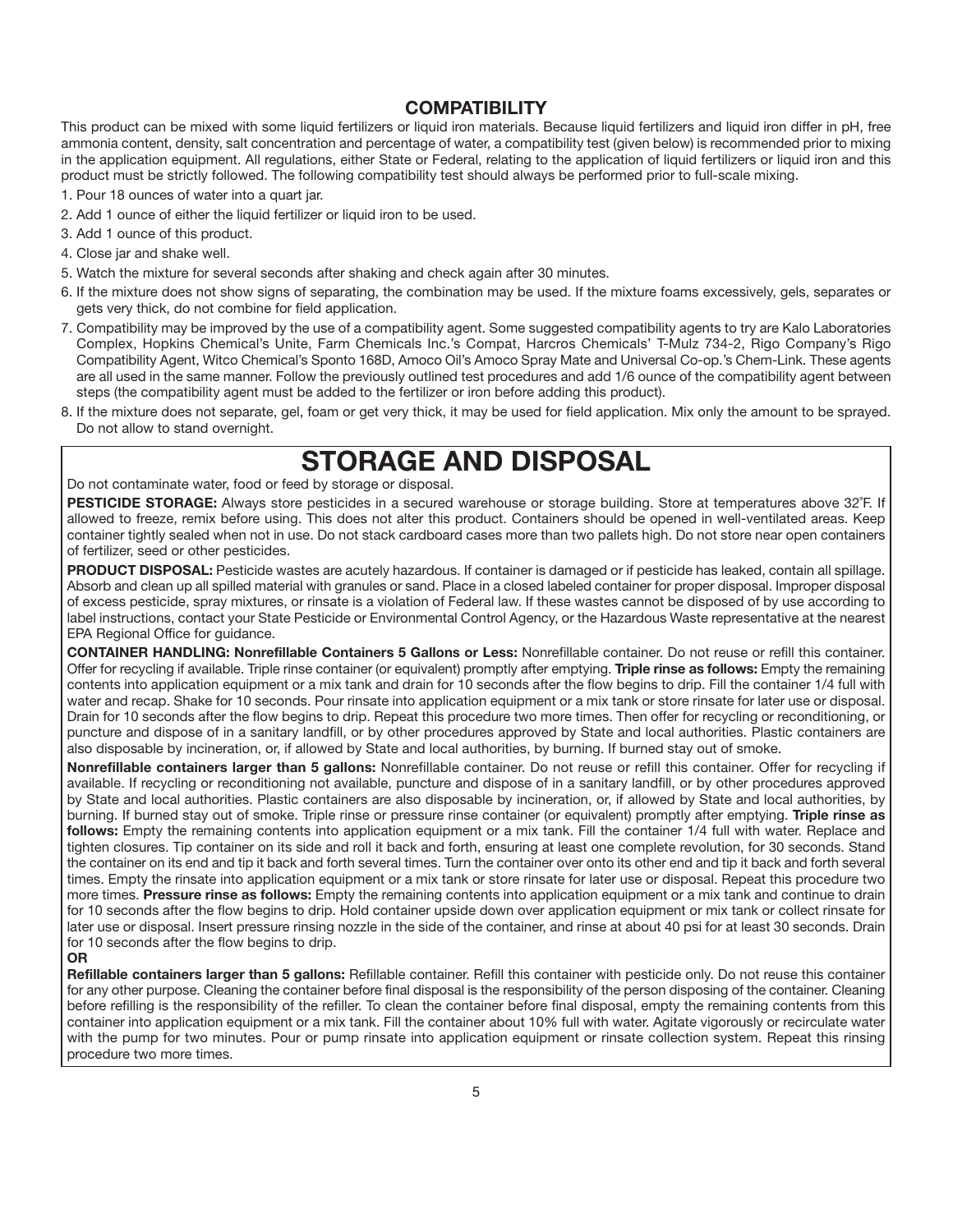## COMPATIBILITY

This product can be mixed with some liquid fertilizers or liquid iron materials. Because liquid fertilizers and liquid iron differ in pH, free ammonia content, density, salt concentration and percentage of water, a compatibility test (given below) is recommended prior to mixing in the application equipment. All regulations, either State or Federal, relating to the application of liquid fertilizers or liquid iron and this product must be strictly followed. The following compatibility test should always be performed prior to full-scale mixing.

1. Pour 18 ounces of water into a quart jar.
2. Add 1 ounce of either the liquid fertilizer or liquid iron to be used.
3. Add 1 ounce of this product.
4. Close jar and shake well.
5. Watch the mixture for several seconds after shaking and check again after 30 minutes.
6. If the mixture does not show signs of separating, the combination may be used. If the mixture foams excessively, gels, separates or gets very thick, do not combine for field application.
7. Compatibility may be improved by the use of a compatibility agent. Some suggested compatibility agents to try are Kalo Laboratories Complex, Hopkins Chemical's Unite, Farm Chemicals Inc.'s Compat, Harcros Chemicals' T-Mulz 734-2, Rigo Company's Rigo Compatibility Agent, Witco Chemical's Sponto 168D, Amoco Oil's Amoco Spray Mate and Universal Co-op.'s Chem-Link. These agents are all used in the same manner. Follow the previously outlined test procedures and add 1/6 ounce of the compatibility agent between steps (the compatibility agent must be added to the fertilizer or iron before adding this product).
8. If the mixture does not separate, gel, foam or get very thick, it may be used for field application. Mix only the amount to be sprayed. Do not allow to stand overnight.

# STORAGE AND DISPOSAL

Do not contaminate water, food or feed by storage or disposal.

**PESTICIDE STORAGE:** Always store pesticides in a secured warehouse or storage building. Store at temperatures above 32˚F. If allowed to freeze, remix before using. This does not alter this product. Containers should be opened in well-ventilated areas. Keep container tightly sealed when not in use. Do not stack cardboard cases more than two pallets high. Do not store near open containers of fertilizer, seed or other pesticides.

**PRODUCT DISPOSAL:** Pesticide wastes are acutely hazardous. If container is damaged or if pesticide has leaked, contain all spillage. Absorb and clean up all spilled material with granules or sand. Place in a closed labeled container for proper disposal. Improper disposal of excess pesticide, spray mixtures, or rinsate is a violation of Federal law. If these wastes cannot be disposed of by use according to label instructions, contact your State Pesticide or Environmental Control Agency, or the Hazardous Waste representative at the nearest EPA Regional Office for guidance.

**CONTAINER HANDLING: Nonrefillable Containers 5 Gallons or Less:** Nonrefillable container. Do not reuse or refill this container. Offer for recycling if available. Triple rinse container (or equivalent) promptly after emptying. **Triple rinse as follows:** Empty the remaining contents into application equipment or a mix tank and drain for 10 seconds after the flow begins to drip. Fill the container 1/4 full with water and recap. Shake for 10 seconds. Pour rinsate into application equipment or a mix tank or store rinsate for later use or disposal. Drain for 10 seconds after the flow begins to drip. Repeat this procedure two more times. Then offer for recycling or reconditioning, or puncture and dispose of in a sanitary landfill, or by other procedures approved by State and local authorities. Plastic containers are also disposable by incineration, or, if allowed by State and local authorities, by burning. If burned stay out of smoke.

**Nonrefillable containers larger than 5 gallons:** Nonrefillable container. Do not reuse or refill this container. Offer for recycling if available. If recycling or reconditioning not available, puncture and dispose of in a sanitary landfill, or by other procedures approved by State and local authorities. Plastic containers are also disposable by incineration, or, if allowed by State and local authorities, by burning. If burned stay out of smoke. Triple rinse or pressure rinse container (or equivalent) promptly after emptying. **Triple rinse as follows:** Empty the remaining contents into application equipment or a mix tank. Fill the container 1/4 full with water. Replace and tighten closures. Tip container on its side and roll it back and forth, ensuring at least one complete revolution, for 30 seconds. Stand the container on its end and tip it back and forth several times. Turn the container over onto its other end and tip it back and forth several times. Empty the rinsate into application equipment or a mix tank or store rinsate for later use or disposal. Repeat this procedure two more times. **Pressure rinse as follows:** Empty the remaining contents into application equipment or a mix tank and continue to drain for 10 seconds after the flow begins to drip. Hold container upside down over application equipment or mix tank or collect rinsate for later use or disposal. Insert pressure rinsing nozzle in the side of the container, and rinse at about 40 psi for at least 30 seconds. Drain for 10 seconds after the flow begins to drip.

**OR**

**Refillable containers larger than 5 gallons:** Refillable container. Refill this container with pesticide only. Do not reuse this container for any other purpose. Cleaning the container before final disposal is the responsibility of the person disposing of the container. Cleaning before refilling is the responsibility of the refiller. To clean the container before final disposal, empty the remaining contents from this container into application equipment or a mix tank. Fill the container about 10% full with water. Agitate vigorously or recirculate water with the pump for two minutes. Pour or pump rinsate into application equipment or rinsate collection system. Repeat this rinsing procedure two more times.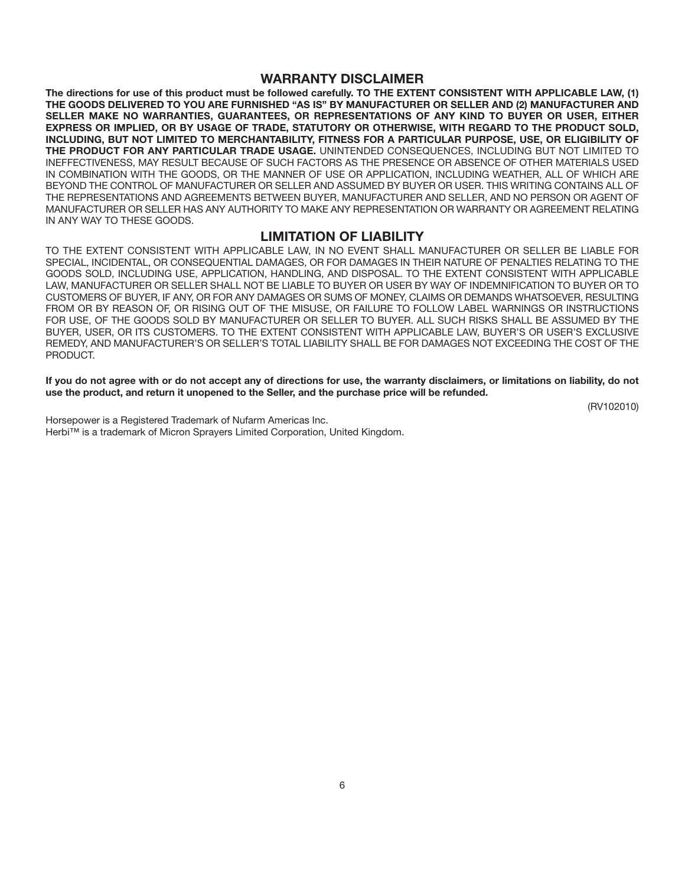## WARRANTY DISCLAIMER

**The directions for use of this product must be followed carefully. TO THE EXTENT CONSISTENT WITH APPLICABLE LAW, (1) THE GOODS DELIVERED TO YOU ARE FURNISHED "AS IS" BY MANUFACTURER OR SELLER AND (2) MANUFACTURER AND SELLER MAKE NO WARRANTIES, GUARANTEES, OR REPRESENTATIONS OF ANY KIND TO BUYER OR USER, EITHER EXPRESS OR IMPLIED, OR BY USAGE OF TRADE, STATUTORY OR OTHERWISE, WITH REGARD TO THE PRODUCT SOLD, INCLUDING, BUT NOT LIMITED TO MERCHANTABILITY, FITNESS FOR A PARTICULAR PURPOSE, USE, OR ELIGIBILITY OF THE PRODUCT FOR ANY PARTICULAR TRADE USAGE.** UNINTENDED CONSEQUENCES, INCLUDING BUT NOT LIMITED TO INEFFECTIVENESS, MAY RESULT BECAUSE OF SUCH FACTORS AS THE PRESENCE OR ABSENCE OF OTHER MATERIALS USED IN COMBINATION WITH THE GOODS, OR THE MANNER OF USE OR APPLICATION, INCLUDING WEATHER, ALL OF WHICH ARE BEYOND THE CONTROL OF MANUFACTURER OR SELLER AND ASSUMED BY BUYER OR USER. THIS WRITING CONTAINS ALL OF THE REPRESENTATIONS AND AGREEMENTS BETWEEN BUYER, MANUFACTURER AND SELLER, AND NO PERSON OR AGENT OF MANUFACTURER OR SELLER HAS ANY AUTHORITY TO MAKE ANY REPRESENTATION OR WARRANTY OR AGREEMENT RELATING IN ANY WAY TO THESE GOODS.

## LIMITATION OF LIABILITY

TO THE EXTENT CONSISTENT WITH APPLICABLE LAW, IN NO EVENT SHALL MANUFACTURER OR SELLER BE LIABLE FOR SPECIAL, INCIDENTAL, OR CONSEQUENTIAL DAMAGES, OR FOR DAMAGES IN THEIR NATURE OF PENALTIES RELATING TO THE GOODS SOLD, INCLUDING USE, APPLICATION, HANDLING, AND DISPOSAL. TO THE EXTENT CONSISTENT WITH APPLICABLE LAW, MANUFACTURER OR SELLER SHALL NOT BE LIABLE TO BUYER OR USER BY WAY OF INDEMNIFICATION TO BUYER OR TO CUSTOMERS OF BUYER, IF ANY, OR FOR ANY DAMAGES OR SUMS OF MONEY, CLAIMS OR DEMANDS WHATSOEVER, RESULTING FROM OR BY REASON OF, OR RISING OUT OF THE MISUSE, OR FAILURE TO FOLLOW LABEL WARNINGS OR INSTRUCTIONS FOR USE, OF THE GOODS SOLD BY MANUFACTURER OR SELLER TO BUYER. ALL SUCH RISKS SHALL BE ASSUMED BY THE BUYER, USER, OR ITS CUSTOMERS. TO THE EXTENT CONSISTENT WITH APPLICABLE LAW, BUYER'S OR USER'S EXCLUSIVE REMEDY, AND MANUFACTURER'S OR SELLER'S TOTAL LIABILITY SHALL BE FOR DAMAGES NOT EXCEEDING THE COST OF THE PRODUCT.

**If you do not agree with or do not accept any of directions for use, the warranty disclaimers, or limitations on liability, do not use the product, and return it unopened to the Seller, and the purchase price will be refunded.**

(RV102010)

Horsepower is a Registered Trademark of Nufarm Americas Inc.
Herbi™ is a trademark of Micron Sprayers Limited Corporation, United Kingdom.